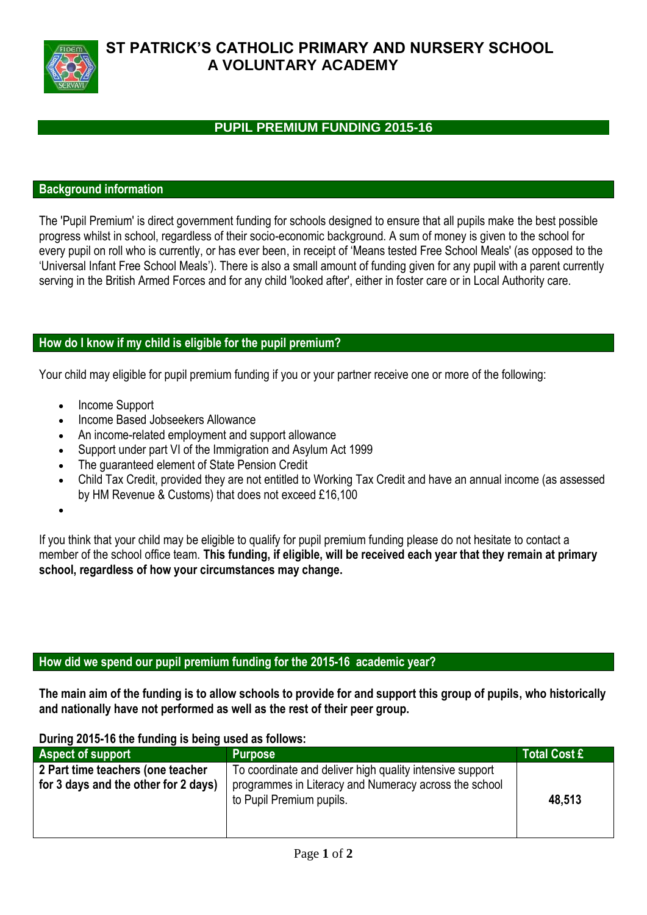# ST PATRICK'S CATHOLIC PRIMARY AND NURSERY SCHOOL
# A VOLUNTARY ACADEMY

## PUPIL PREMIUM FUNDING 2015-16

### Background information

The 'Pupil Premium' is direct government funding for schools designed to ensure that all pupils make the best possible progress whilst in school, regardless of their socio-economic background. A sum of money is given to the school for every pupil on roll who is currently, or has ever been, in receipt of 'Means tested Free School Meals' (as opposed to the 'Universal Infant Free School Meals'). There is also a small amount of funding given for any pupil with a parent currently serving in the British Armed Forces and for any child 'looked after', either in foster care or in Local Authority care.

### How do I know if my child is eligible for the pupil premium?

Your child may eligible for pupil premium funding if you or your partner receive one or more of the following:

- Income Support
- Income Based Jobseekers Allowance
- An income-related employment and support allowance
- Support under part VI of the Immigration and Asylum Act 1999
- The guaranteed element of State Pension Credit
- Child Tax Credit, provided they are not entitled to Working Tax Credit and have an annual income (as assessed by HM Revenue & Customs) that does not exceed £16,100

If you think that your child may be eligible to qualify for pupil premium funding please do not hesitate to contact a member of the school office team. **This funding, if eligible, will be received each year that they remain at primary school, regardless of how your circumstances may change.**

### How did we spend our pupil premium funding for the 2015-16 academic year?

**The main aim of the funding is to allow schools to provide for and support this group of pupils, who historically and nationally have not performed as well as the rest of their peer group.**

**During 2015-16 the funding is being used as follows:**

| Aspect of support | Purpose | Total Cost £ |
|---|---|---|
| **2 Part time teachers (one teacher for 3 days and the other for 2 days)** | To coordinate and deliver high quality intensive support programmes in Literacy and Numeracy across the school to Pupil Premium pupils. | **48,513** |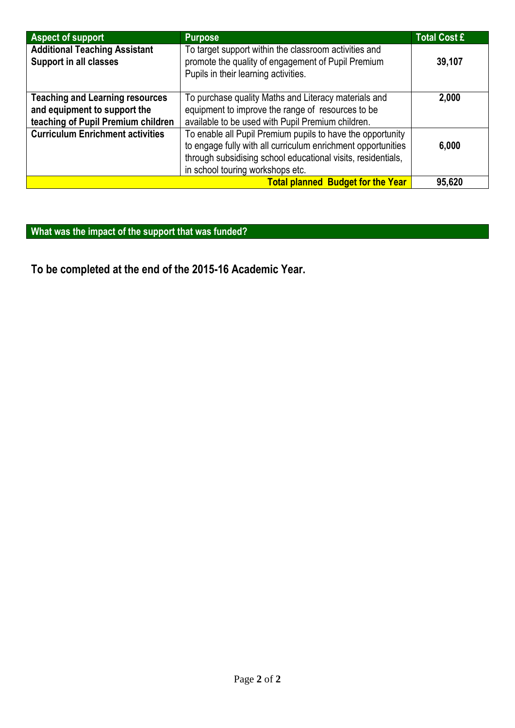| Aspect of support | Purpose | Total Cost £ |
|---|---|---|
| **Additional Teaching Assistant Support in all classes** | To target support within the classroom activities and promote the quality of engagement of Pupil Premium Pupils in their learning activities. | **39,107** |
| **Teaching and Learning resources and equipment to support the teaching of Pupil Premium children** | To purchase quality Maths and Literacy materials and equipment to improve the range of resources to be available to be used with Pupil Premium children. | **2,000** |
| **Curriculum Enrichment activities** | To enable all Pupil Premium pupils to have the opportunity to engage fully with all curriculum enrichment opportunities through subsidising school educational visits, residentials, in school touring workshops etc. | **6,000** |
| | **Total planned Budget for the Year** | **95,620** |

## What was the impact of the support that was funded?

**To be completed at the end of the 2015-16 Academic Year.**